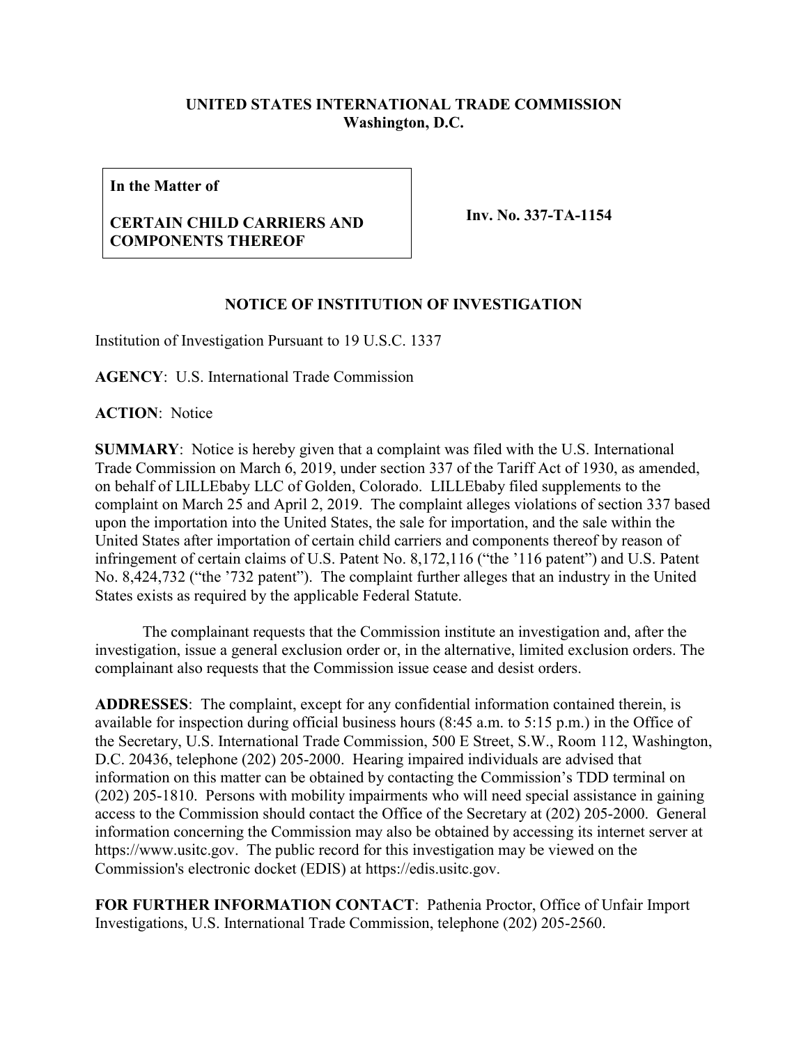**UNITED STATES INTERNATIONAL TRADE COMMISSION**
**Washington, D.C.**

| **In the Matter of** **CERTAIN CHILD CARRIERS AND COMPONENTS THEREOF** | **Inv. No. 337-TA-1154** |
|---|---|

## NOTICE OF INSTITUTION OF INVESTIGATION

Institution of Investigation Pursuant to 19 U.S.C. 1337

**AGENCY**: U.S. International Trade Commission

**ACTION**: Notice

**SUMMARY**: Notice is hereby given that a complaint was filed with the U.S. International Trade Commission on March 6, 2019, under section 337 of the Tariff Act of 1930, as amended, on behalf of LILLEbaby LLC of Golden, Colorado. LILLEbaby filed supplements to the complaint on March 25 and April 2, 2019. The complaint alleges violations of section 337 based upon the importation into the United States, the sale for importation, and the sale within the United States after importation of certain child carriers and components thereof by reason of infringement of certain claims of U.S. Patent No. 8,172,116 ("the '116 patent") and U.S. Patent No. 8,424,732 ("the '732 patent"). The complaint further alleges that an industry in the United States exists as required by the applicable Federal Statute.

The complainant requests that the Commission institute an investigation and, after the investigation, issue a general exclusion order or, in the alternative, limited exclusion orders. The complainant also requests that the Commission issue cease and desist orders.

**ADDRESSES**: The complaint, except for any confidential information contained therein, is available for inspection during official business hours (8:45 a.m. to 5:15 p.m.) in the Office of the Secretary, U.S. International Trade Commission, 500 E Street, S.W., Room 112, Washington, D.C. 20436, telephone (202) 205-2000. Hearing impaired individuals are advised that information on this matter can be obtained by contacting the Commission's TDD terminal on (202) 205-1810. Persons with mobility impairments who will need special assistance in gaining access to the Commission should contact the Office of the Secretary at (202) 205-2000. General information concerning the Commission may also be obtained by accessing its internet server at https://www.usitc.gov. The public record for this investigation may be viewed on the Commission's electronic docket (EDIS) at https://edis.usitc.gov.

**FOR FURTHER INFORMATION CONTACT**: Pathenia Proctor, Office of Unfair Import Investigations, U.S. International Trade Commission, telephone (202) 205-2560.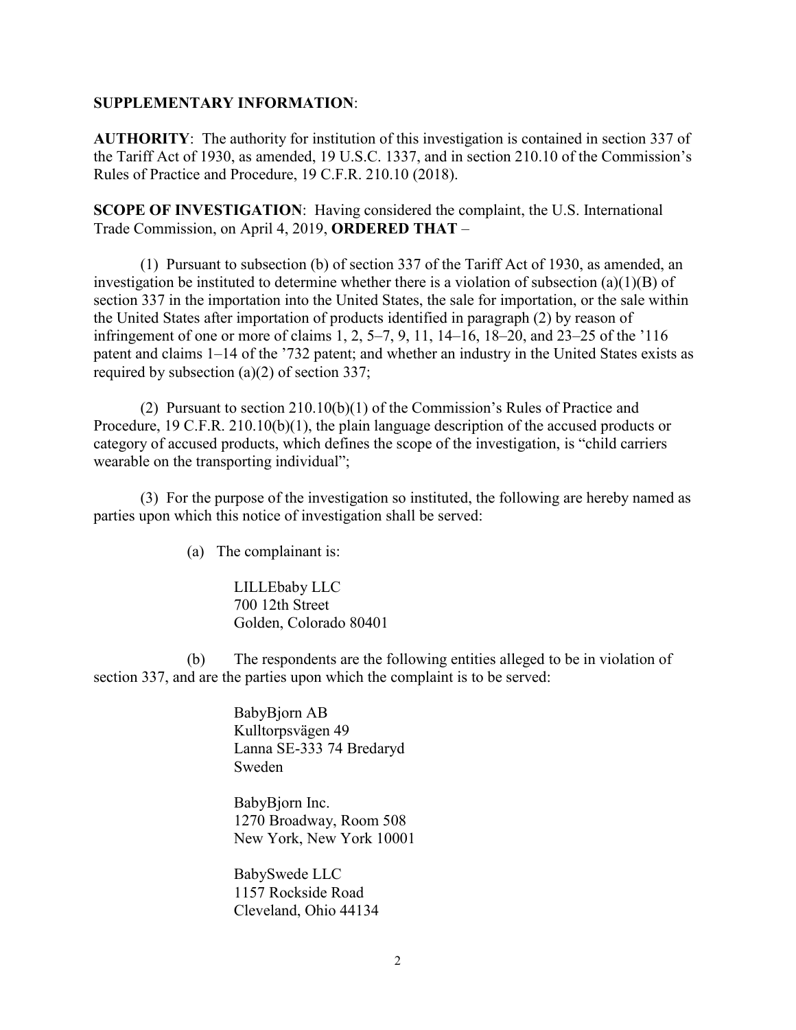**SUPPLEMENTARY INFORMATION**:

**AUTHORITY**: The authority for institution of this investigation is contained in section 337 of the Tariff Act of 1930, as amended, 19 U.S.C. 1337, and in section 210.10 of the Commission's Rules of Practice and Procedure, 19 C.F.R. 210.10 (2018).

**SCOPE OF INVESTIGATION**: Having considered the complaint, the U.S. International Trade Commission, on April 4, 2019, **ORDERED THAT** –

(1) Pursuant to subsection (b) of section 337 of the Tariff Act of 1930, as amended, an investigation be instituted to determine whether there is a violation of subsection (a)(1)(B) of section 337 in the importation into the United States, the sale for importation, or the sale within the United States after importation of products identified in paragraph (2) by reason of infringement of one or more of claims 1, 2, 5–7, 9, 11, 14–16, 18–20, and 23–25 of the '116 patent and claims 1–14 of the '732 patent; and whether an industry in the United States exists as required by subsection (a)(2) of section 337;

(2) Pursuant to section 210.10(b)(1) of the Commission's Rules of Practice and Procedure, 19 C.F.R. 210.10(b)(1), the plain language description of the accused products or category of accused products, which defines the scope of the investigation, is "child carriers wearable on the transporting individual";

(3) For the purpose of the investigation so instituted, the following are hereby named as parties upon which this notice of investigation shall be served:

(a) The complainant is:

LILLEbaby LLC
700 12th Street
Golden, Colorado 80401

(b) The respondents are the following entities alleged to be in violation of section 337, and are the parties upon which the complaint is to be served:

BabyBjorn AB
Kulltorpsvägen 49
Lanna SE-333 74 Bredaryd
Sweden

BabyBjorn Inc.
1270 Broadway, Room 508
New York, New York 10001

BabySwede LLC
1157 Rockside Road
Cleveland, Ohio 44134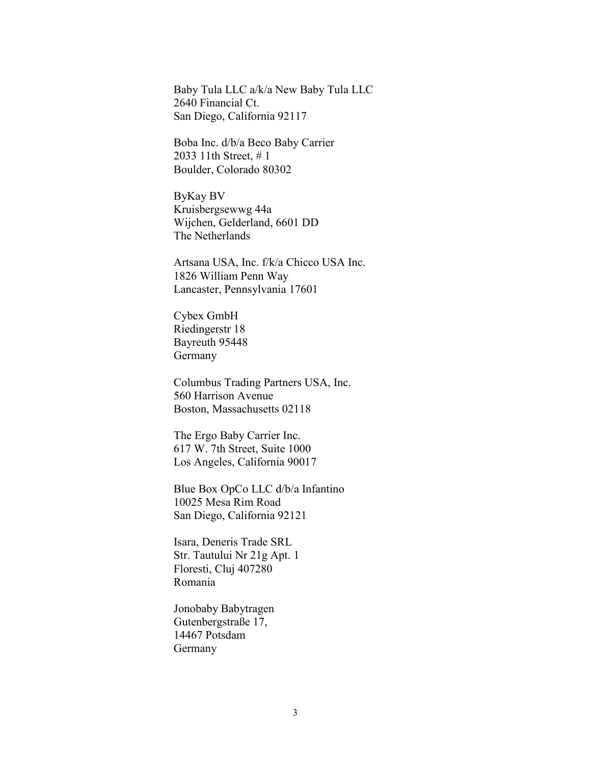Baby Tula LLC a/k/a New Baby Tula LLC
2640 Financial Ct.
San Diego, California 92117

Boba Inc. d/b/a Beco Baby Carrier
2033 11th Street, # 1
Boulder, Colorado 80302

ByKay BV
Kruisbergsewwg 44a
Wijchen, Gelderland, 6601 DD
The Netherlands

Artsana USA, Inc. f/k/a Chicco USA Inc.
1826 William Penn Way
Lancaster, Pennsylvania 17601

Cybex GmbH
Riedingerstr 18
Bayreuth 95448
Germany

Columbus Trading Partners USA, Inc.
560 Harrison Avenue
Boston, Massachusetts 02118

The Ergo Baby Carrier Inc.
617 W. 7th Street, Suite 1000
Los Angeles, California 90017

Blue Box OpCo LLC d/b/a Infantino
10025 Mesa Rim Road
San Diego, California 92121

Isara, Deneris Trade SRL
Str. Tautului Nr 21g Apt. 1
Floresti, Cluj 407280
Romania

Jonobaby Babytragen
Gutenbergstraße 17,
14467 Potsdam
Germany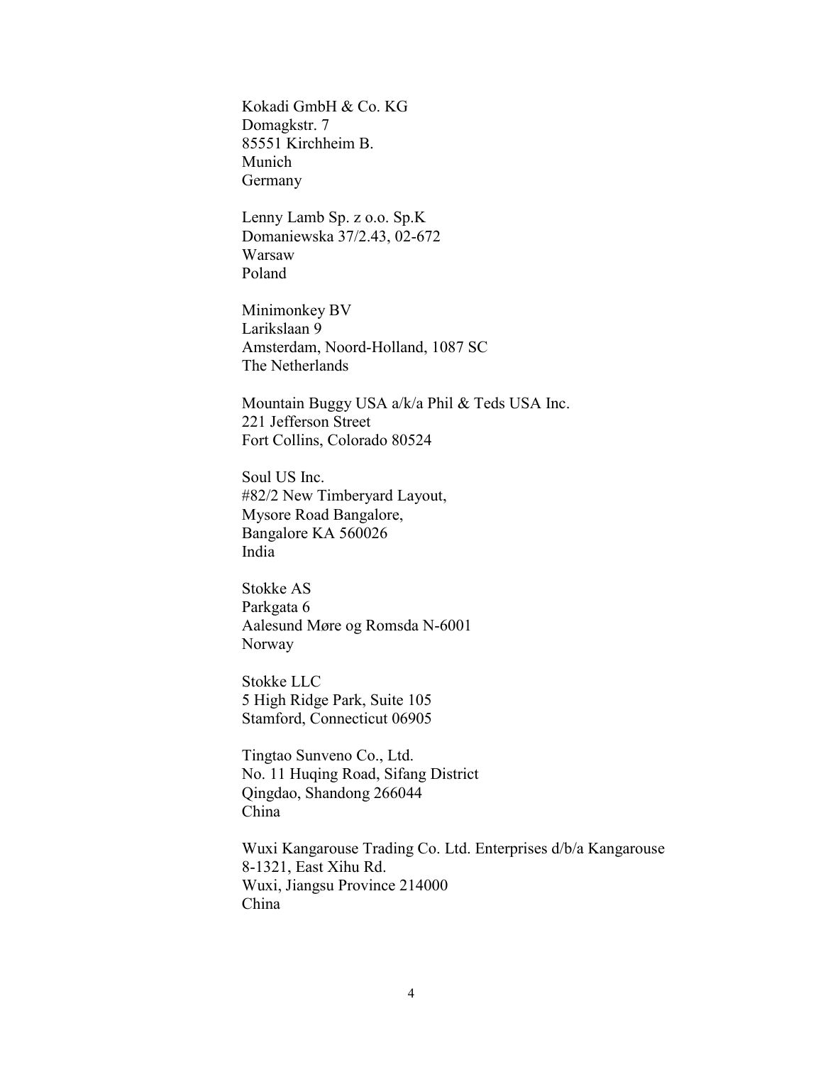Kokadi GmbH & Co. KG
Domagkstr. 7
85551 Kirchheim B.
Munich
Germany

Lenny Lamb Sp. z o.o. Sp.K
Domaniewska 37/2.43, 02-672
Warsaw
Poland

Minimonkey BV
Larikslaan 9
Amsterdam, Noord-Holland, 1087 SC
The Netherlands

Mountain Buggy USA a/k/a Phil & Teds USA Inc.
221 Jefferson Street
Fort Collins, Colorado 80524

Soul US Inc.
#82/2 New Timberyard Layout,
Mysore Road Bangalore,
Bangalore KA 560026
India

Stokke AS
Parkgata 6
Aalesund Møre og Romsda N-6001
Norway

Stokke LLC
5 High Ridge Park, Suite 105
Stamford, Connecticut 06905

Tingtao Sunveno Co., Ltd.
No. 11 Huqing Road, Sifang District
Qingdao, Shandong 266044
China

Wuxi Kangarouse Trading Co. Ltd. Enterprises d/b/a Kangarouse
8-1321, East Xihu Rd.
Wuxi, Jiangsu Province 214000
China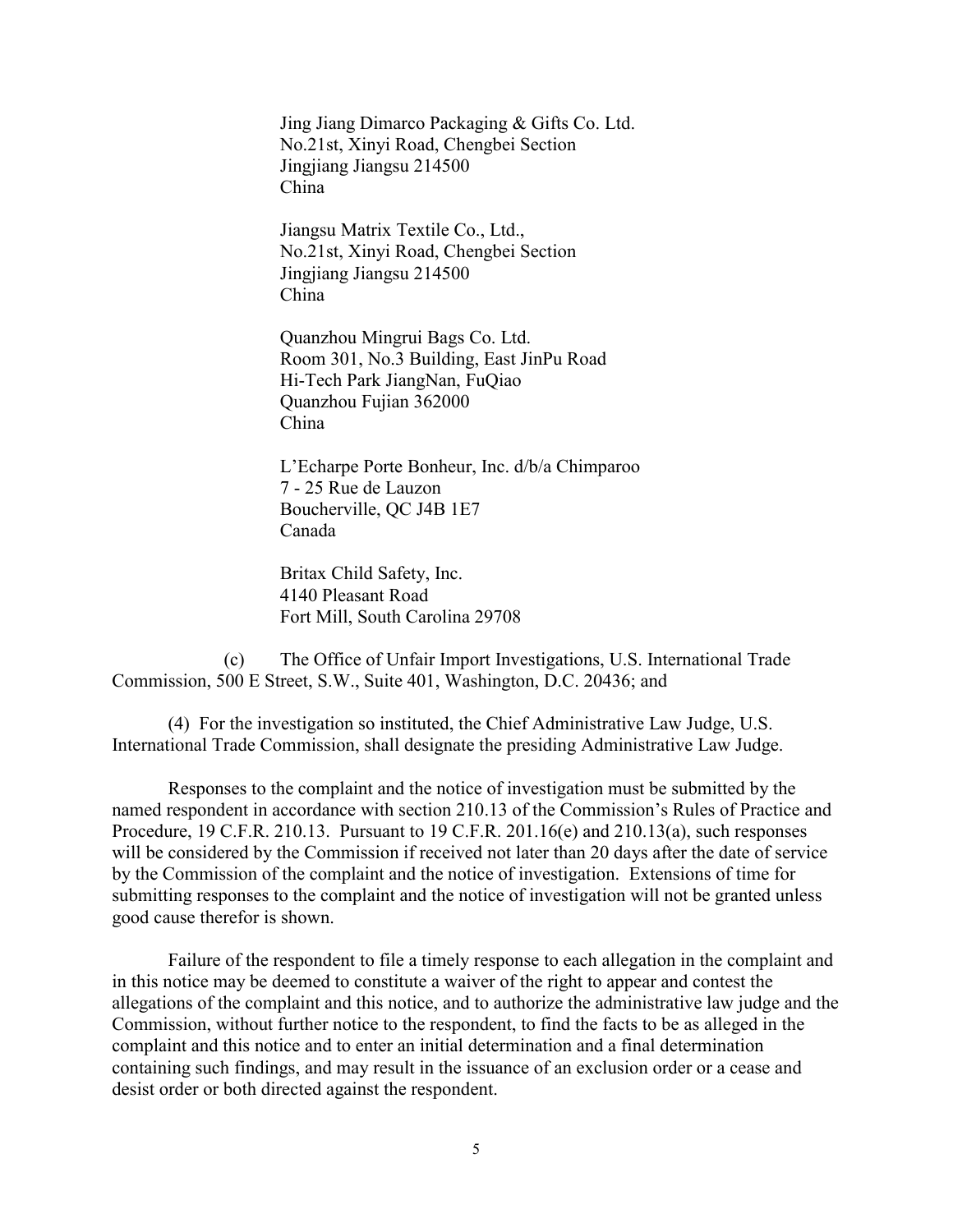Jing Jiang Dimarco Packaging & Gifts Co. Ltd.
No.21st, Xinyi Road, Chengbei Section
Jingjiang Jiangsu 214500
China

Jiangsu Matrix Textile Co., Ltd.,
No.21st, Xinyi Road, Chengbei Section
Jingjiang Jiangsu 214500
China

Quanzhou Mingrui Bags Co. Ltd.
Room 301, No.3 Building, East JinPu Road
Hi-Tech Park JiangNan, FuQiao
Quanzhou Fujian 362000
China

L'Echarpe Porte Bonheur, Inc. d/b/a Chimparoo
7 - 25 Rue de Lauzon
Boucherville, QC J4B 1E7
Canada

Britax Child Safety, Inc.
4140 Pleasant Road
Fort Mill, South Carolina 29708

(c) The Office of Unfair Import Investigations, U.S. International Trade Commission, 500 E Street, S.W., Suite 401, Washington, D.C. 20436; and

(4) For the investigation so instituted, the Chief Administrative Law Judge, U.S. International Trade Commission, shall designate the presiding Administrative Law Judge.

Responses to the complaint and the notice of investigation must be submitted by the named respondent in accordance with section 210.13 of the Commission's Rules of Practice and Procedure, 19 C.F.R. 210.13. Pursuant to 19 C.F.R. 201.16(e) and 210.13(a), such responses will be considered by the Commission if received not later than 20 days after the date of service by the Commission of the complaint and the notice of investigation. Extensions of time for submitting responses to the complaint and the notice of investigation will not be granted unless good cause therefor is shown.

Failure of the respondent to file a timely response to each allegation in the complaint and in this notice may be deemed to constitute a waiver of the right to appear and contest the allegations of the complaint and this notice, and to authorize the administrative law judge and the Commission, without further notice to the respondent, to find the facts to be as alleged in the complaint and this notice and to enter an initial determination and a final determination containing such findings, and may result in the issuance of an exclusion order or a cease and desist order or both directed against the respondent.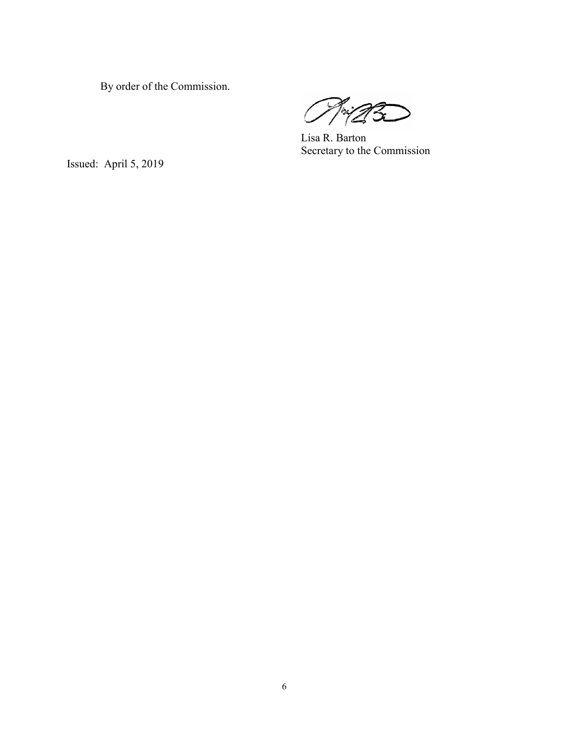By order of the Commission.

Lisa R. Barton
Secretary to the Commission

Issued: April 5, 2019